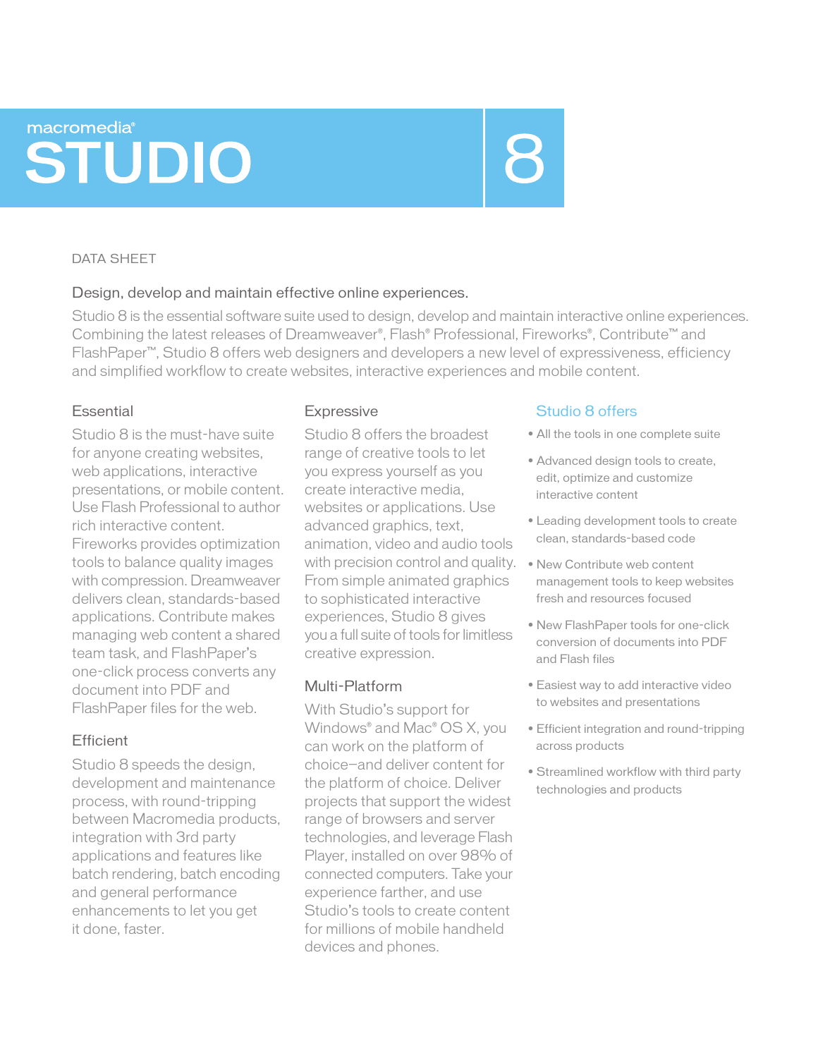# macromedia® STUDIO 8

DATA SHEET

## Design, develop and maintain effective online experiences.

Studio 8 is the essential software suite used to design, develop and maintain interactive online experiences. Combining the latest releases of Dreamweaver®, Flash® Professional, Fireworks®, Contribute™ and FlashPaper™, Studio 8 offers web designers and developers a new level of expressiveness, efficiency and simplified workflow to create websites, interactive experiences and mobile content.

### Essential

Studio 8 is the must-have suite for anyone creating websites, web applications, interactive presentations, or mobile content. Use Flash Professional to author rich interactive content. Fireworks provides optimization tools to balance quality images with compression. Dreamweaver delivers clean, standards-based applications. Contribute makes managing web content a shared team task, and FlashPaper's one-click process converts any document into PDF and FlashPaper files for the web.

### Efficient

Studio 8 speeds the design, development and maintenance process, with round-tripping between Macromedia products, integration with 3rd party applications and features like batch rendering, batch encoding and general performance enhancements to let you get it done, faster.

### Expressive

Studio 8 offers the broadest range of creative tools to let you express yourself as you create interactive media, websites or applications. Use advanced graphics, text, animation, video and audio tools with precision control and quality. From simple animated graphics to sophisticated interactive experiences, Studio 8 gives you a full suite of tools for limitless creative expression.

### Multi-Platform

With Studio's support for Windows® and Mac® OS X, you can work on the platform of choice–and deliver content for the platform of choice. Deliver projects that support the widest range of browsers and server technologies, and leverage Flash Player, installed on over 98% of connected computers. Take your experience farther, and use Studio's tools to create content for millions of mobile handheld devices and phones.

### Studio 8 offers

- All the tools in one complete suite
- Advanced design tools to create, edit, optimize and customize interactive content
- Leading development tools to create clean, standards-based code
- New Contribute web content management tools to keep websites fresh and resources focused
- New FlashPaper tools for one-click conversion of documents into PDF and Flash files
- Easiest way to add interactive video to websites and presentations
- Efficient integration and round-tripping across products
- Streamlined workflow with third party technologies and products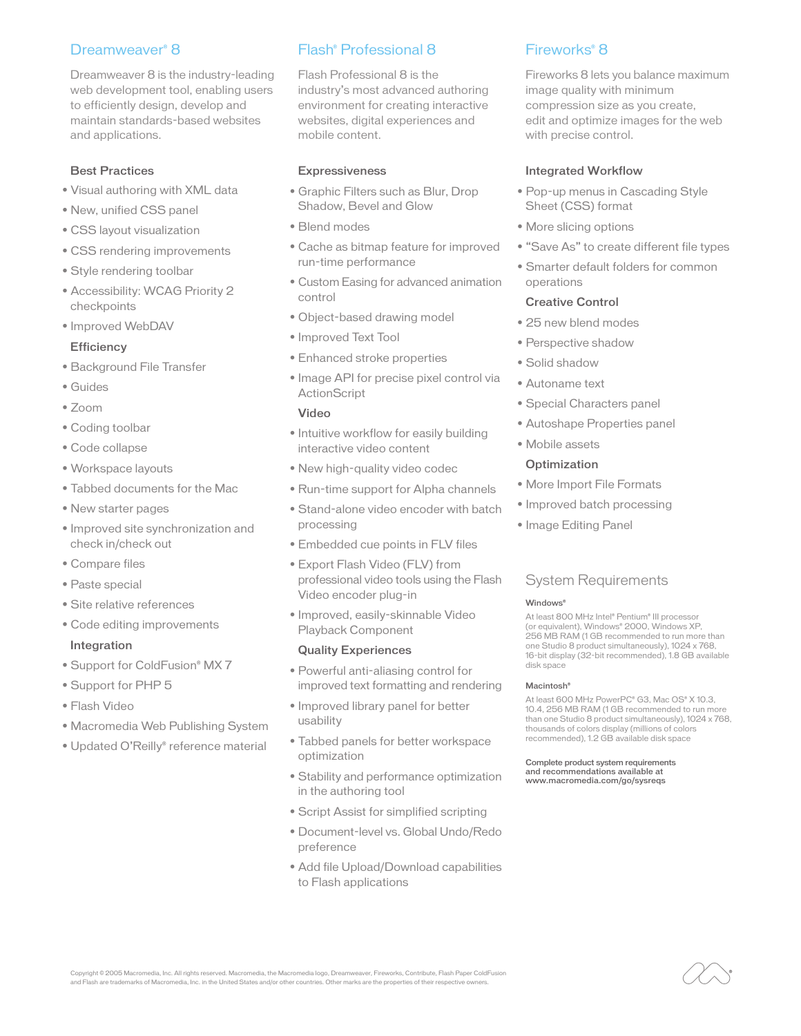## Dreamweaver® 8

Dreamweaver 8 is the industry-leading web development tool, enabling users to efficiently design, develop and maintain standards-based websites and applications.

### Best Practices

- Visual authoring with XML data
- New, unified CSS panel
- CSS layout visualization
- CSS rendering improvements
- Style rendering toolbar
- Accessibility: WCAG Priority 2 checkpoints
- Improved WebDAV

### Efficiency

- Background File Transfer
- Guides
- Zoom
- Coding toolbar
- Code collapse
- Workspace layouts
- Tabbed documents for the Mac
- New starter pages
- Improved site synchronization and check in/check out
- Compare files
- Paste special
- Site relative references
- Code editing improvements

### Integration

- Support for ColdFusion® MX 7
- Support for PHP 5
- Flash Video
- Macromedia Web Publishing System
- Updated O'Reilly® reference material

## Flash® Professional 8

Flash Professional 8 is the industry's most advanced authoring environment for creating interactive websites, digital experiences and mobile content.

### Expressiveness

- Graphic Filters such as Blur, Drop Shadow, Bevel and Glow
- Blend modes
- Cache as bitmap feature for improved run-time performance
- Custom Easing for advanced animation control
- Object-based drawing model
- Improved Text Tool
- Enhanced stroke properties
- Image API for precise pixel control via ActionScript

### Video

- Intuitive workflow for easily building interactive video content
- New high-quality video codec
- Run-time support for Alpha channels
- Stand-alone video encoder with batch processing
- Embedded cue points in FLV files
- Export Flash Video (FLV) from professional video tools using the Flash Video encoder plug-in
- Improved, easily-skinnable Video Playback Component

### Quality Experiences

- Powerful anti-aliasing control for improved text formatting and rendering
- Improved library panel for better usability
- Tabbed panels for better workspace optimization
- Stability and performance optimization in the authoring tool
- Script Assist for simplified scripting
- Document-level vs. Global Undo/Redo preference
- Add file Upload/Download capabilities to Flash applications

## Fireworks® 8

Fireworks 8 lets you balance maximum image quality with minimum compression size as you create, edit and optimize images for the web with precise control.

### Integrated Workflow

- Pop-up menus in Cascading Style Sheet (CSS) format
- More slicing options
- "Save As" to create different file types
- Smarter default folders for common operations

### Creative Control

- 25 new blend modes
- Perspective shadow
- Solid shadow
- Autoname text
- Special Characters panel
- Autoshape Properties panel
- Mobile assets

### Optimization

- More Import File Formats
- Improved batch processing
- Image Editing Panel

## System Requirements

**Windows®**

At least 800 MHz Intel® Pentium® III processor (or equivalent), Windows® 2000, Windows XP, 256 MB RAM (1 GB recommended to run more than one Studio 8 product simultaneously), 1024 x 768, 16-bit display (32-bit recommended), 1.8 GB available disk space

**Macintosh®**

At least 600 MHz PowerPC® G3, Mac OS® X 10.3, 10.4, 256 MB RAM (1 GB recommended to run more than one Studio 8 product simultaneously), 1024 x 768, thousands of colors display (millions of colors recommended), 1.2 GB available disk space

**Complete product system requirements and recommendations available at www.macromedia.com/go/sysreqs**

Copyright © 2005 Macromedia, Inc. All rights reserved. Macromedia, the Macromedia logo, Dreamweaver, Fireworks, Contribute, Flash Paper ColdFusion and Flash are trademarks of Macromedia, Inc. in the United States and/or other countries. Other marks are the properties of their respective owners.